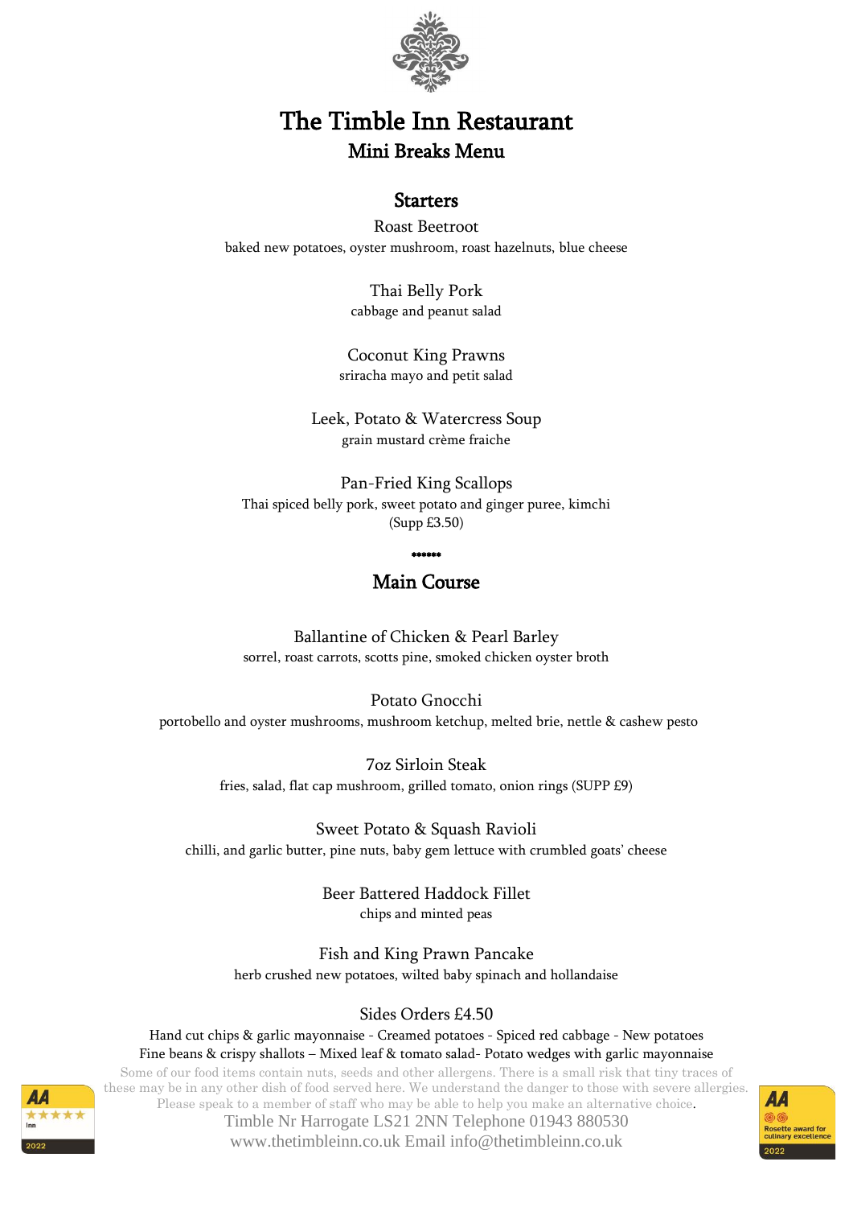# The Timble Inn Restaurant

## Mini Breaks Menu

### Starters

Roast Beetroot
baked new potatoes, oyster mushroom, roast hazelnuts, blue cheese

Thai Belly Pork
cabbage and peanut salad

Coconut King Prawns
sriracha mayo and petit salad

Leek, Potato & Watercress Soup
grain mustard crème fraiche

Pan-Fried King Scallops
Thai spiced belly pork, sweet potato and ginger puree, kimchi
(Supp £3.50)

******

### Main Course

Ballantine of Chicken & Pearl Barley
sorrel, roast carrots, scotts pine, smoked chicken oyster broth

Potato Gnocchi
portobello and oyster mushrooms, mushroom ketchup, melted brie, nettle & cashew pesto

7oz Sirloin Steak
fries, salad, flat cap mushroom, grilled tomato, onion rings (SUPP £9)

Sweet Potato & Squash Ravioli
chilli, and garlic butter, pine nuts, baby gem lettuce with crumbled goats' cheese

Beer Battered Haddock Fillet
chips and minted peas

Fish and King Prawn Pancake
herb crushed new potatoes, wilted baby spinach and hollandaise

Sides Orders £4.50
Hand cut chips & garlic mayonnaise - Creamed potatoes - Spiced red cabbage - New potatoes
Fine beans & crispy shallots – Mixed leaf & tomato salad- Potato wedges with garlic mayonnaise

Some of our food items contain nuts, seeds and other allergens. There is a small risk that tiny traces of these may be in any other dish of food served here. We understand the danger to those with severe allergies. Please speak to a member of staff who may be able to help you make an alternative choice.

Timble Nr Harrogate LS21 2NN Telephone 01943 880530
www.thetimbleinn.co.uk Email info@thetimbleinn.co.uk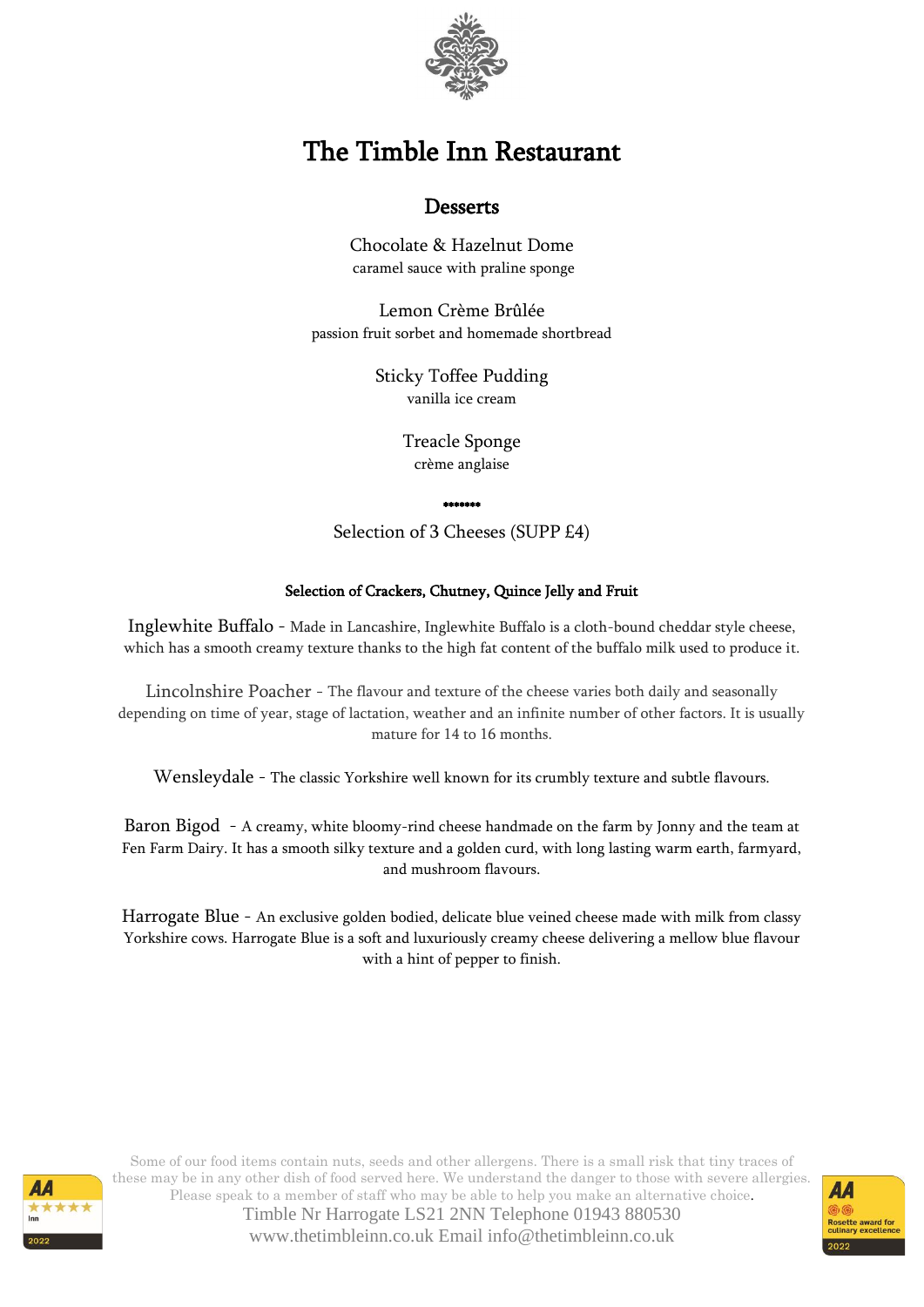# The Timble Inn Restaurant

## Desserts

Chocolate & Hazelnut Dome
caramel sauce with praline sponge

Lemon Crème Brûlée
passion fruit sorbet and homemade shortbread

Sticky Toffee Pudding
vanilla ice cream

Treacle Sponge
crème anglaise

*******

Selection of 3 Cheeses (SUPP £4)

**Selection of Crackers, Chutney, Quince Jelly and Fruit**

Inglewhite Buffalo - Made in Lancashire, Inglewhite Buffalo is a cloth-bound cheddar style cheese, which has a smooth creamy texture thanks to the high fat content of the buffalo milk used to produce it.

Lincolnshire Poacher - The flavour and texture of the cheese varies both daily and seasonally depending on time of year, stage of lactation, weather and an infinite number of other factors. It is usually mature for 14 to 16 months.

Wensleydale - The classic Yorkshire well known for its crumbly texture and subtle flavours.

Baron Bigod - A creamy, white bloomy-rind cheese handmade on the farm by Jonny and the team at Fen Farm Dairy. It has a smooth silky texture and a golden curd, with long lasting warm earth, farmyard, and mushroom flavours.

Harrogate Blue - An exclusive golden bodied, delicate blue veined cheese made with milk from classy Yorkshire cows. Harrogate Blue is a soft and luxuriously creamy cheese delivering a mellow blue flavour with a hint of pepper to finish.

Some of our food items contain nuts, seeds and other allergens. There is a small risk that tiny traces of these may be in any other dish of food served here. We understand the danger to those with severe allergies. Please speak to a member of staff who may be able to help you make an alternative choice.

Timble Nr Harrogate LS21 2NN Telephone 01943 880530
www.thetimbleinn.co.uk Email info@thetimbleinn.co.uk

AA ★★★★★ Inn 2022

AA Rosette award for culinary excellence 2022